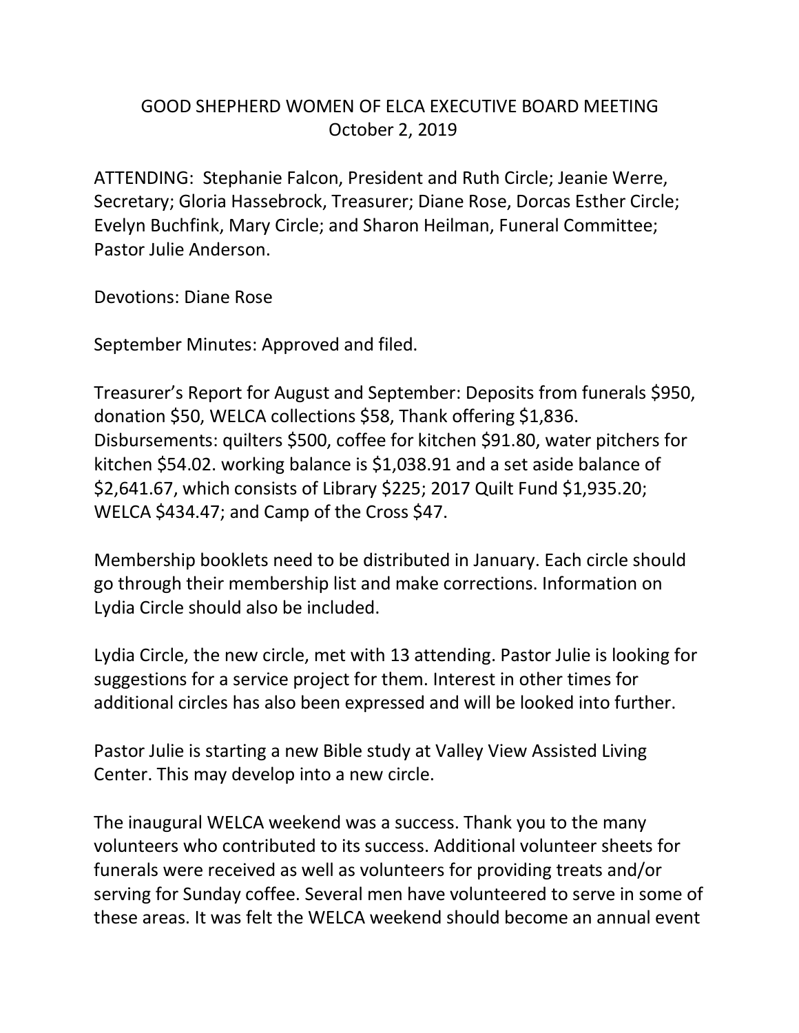# GOOD SHEPHERD WOMEN OF ELCA EXECUTIVE BOARD MEETING
## October 2, 2019

ATTENDING: Stephanie Falcon, President and Ruth Circle; Jeanie Werre, Secretary; Gloria Hassebrock, Treasurer; Diane Rose, Dorcas Esther Circle; Evelyn Buchfink, Mary Circle; and Sharon Heilman, Funeral Committee; Pastor Julie Anderson.

Devotions: Diane Rose

September Minutes: Approved and filed.

Treasurer's Report for August and September: Deposits from funerals $950, donation $50, WELCA collections $58, Thank offering $1,836. Disbursements: quilters $500, coffee for kitchen $91.80, water pitchers for kitchen $54.02. working balance is $1,038.91 and a set aside balance of $2,641.67, which consists of Library $225; 2017 Quilt Fund $1,935.20; WELCA $434.47; and Camp of the Cross $47.

Membership booklets need to be distributed in January. Each circle should go through their membership list and make corrections. Information on Lydia Circle should also be included.

Lydia Circle, the new circle, met with 13 attending. Pastor Julie is looking for suggestions for a service project for them. Interest in other times for additional circles has also been expressed and will be looked into further.

Pastor Julie is starting a new Bible study at Valley View Assisted Living Center. This may develop into a new circle.

The inaugural WELCA weekend was a success. Thank you to the many volunteers who contributed to its success. Additional volunteer sheets for funerals were received as well as volunteers for providing treats and/or serving for Sunday coffee. Several men have volunteered to serve in some of these areas. It was felt the WELCA weekend should become an annual event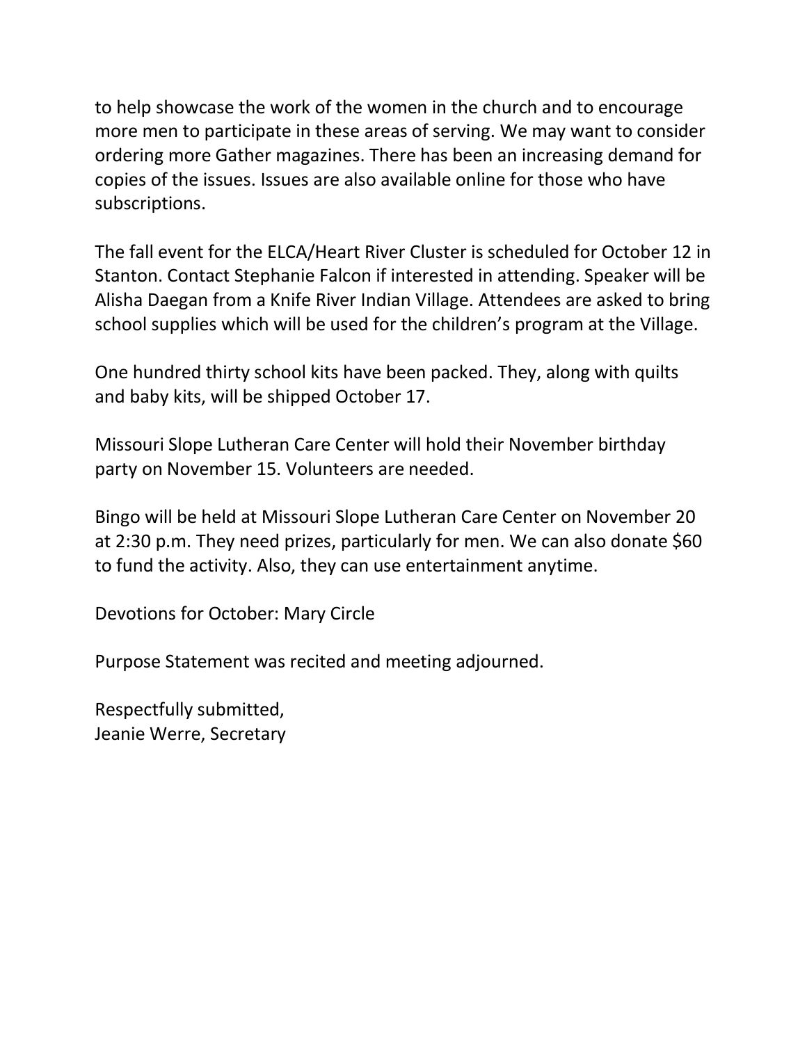to help showcase the work of the women in the church and to encourage more men to participate in these areas of serving. We may want to consider ordering more Gather magazines. There has been an increasing demand for copies of the issues. Issues are also available online for those who have subscriptions.

The fall event for the ELCA/Heart River Cluster is scheduled for October 12 in Stanton. Contact Stephanie Falcon if interested in attending. Speaker will be Alisha Daegan from a Knife River Indian Village. Attendees are asked to bring school supplies which will be used for the children's program at the Village.

One hundred thirty school kits have been packed. They, along with quilts and baby kits, will be shipped October 17.

Missouri Slope Lutheran Care Center will hold their November birthday party on November 15. Volunteers are needed.

Bingo will be held at Missouri Slope Lutheran Care Center on November 20 at 2:30 p.m. They need prizes, particularly for men. We can also donate $60 to fund the activity. Also, they can use entertainment anytime.

Devotions for October: Mary Circle

Purpose Statement was recited and meeting adjourned.

Respectfully submitted,
Jeanie Werre, Secretary